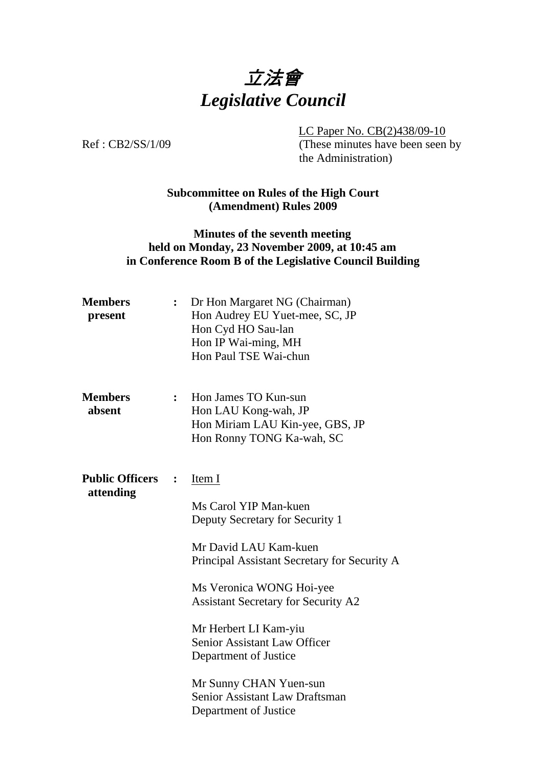# *立法會*
# *Legislative Council*

Ref : CB2/SS/1/09

LC Paper No. CB(2)438/09-10
(These minutes have been seen by the Administration)

**Subcommittee on Rules of the High Court (Amendment) Rules 2009**

**Minutes of the seventh meeting held on Monday, 23 November 2009, at 10:45 am in Conference Room B of the Legislative Council Building**

**Members present** : Dr Hon Margaret NG (Chairman)
Hon Audrey EU Yuet-mee, SC, JP
Hon Cyd HO Sau-lan
Hon IP Wai-ming, MH
Hon Paul TSE Wai-chun

**Members absent** : Hon James TO Kun-sun
Hon LAU Kong-wah, JP
Hon Miriam LAU Kin-yee, GBS, JP
Hon Ronny TONG Ka-wah, SC

**Public Officers attending** : Item I

Ms Carol YIP Man-kuen
Deputy Secretary for Security 1

Mr David LAU Kam-kuen
Principal Assistant Secretary for Security A

Ms Veronica WONG Hoi-yee
Assistant Secretary for Security A2

Mr Herbert LI Kam-yiu
Senior Assistant Law Officer
Department of Justice

Mr Sunny CHAN Yuen-sun
Senior Assistant Law Draftsman
Department of Justice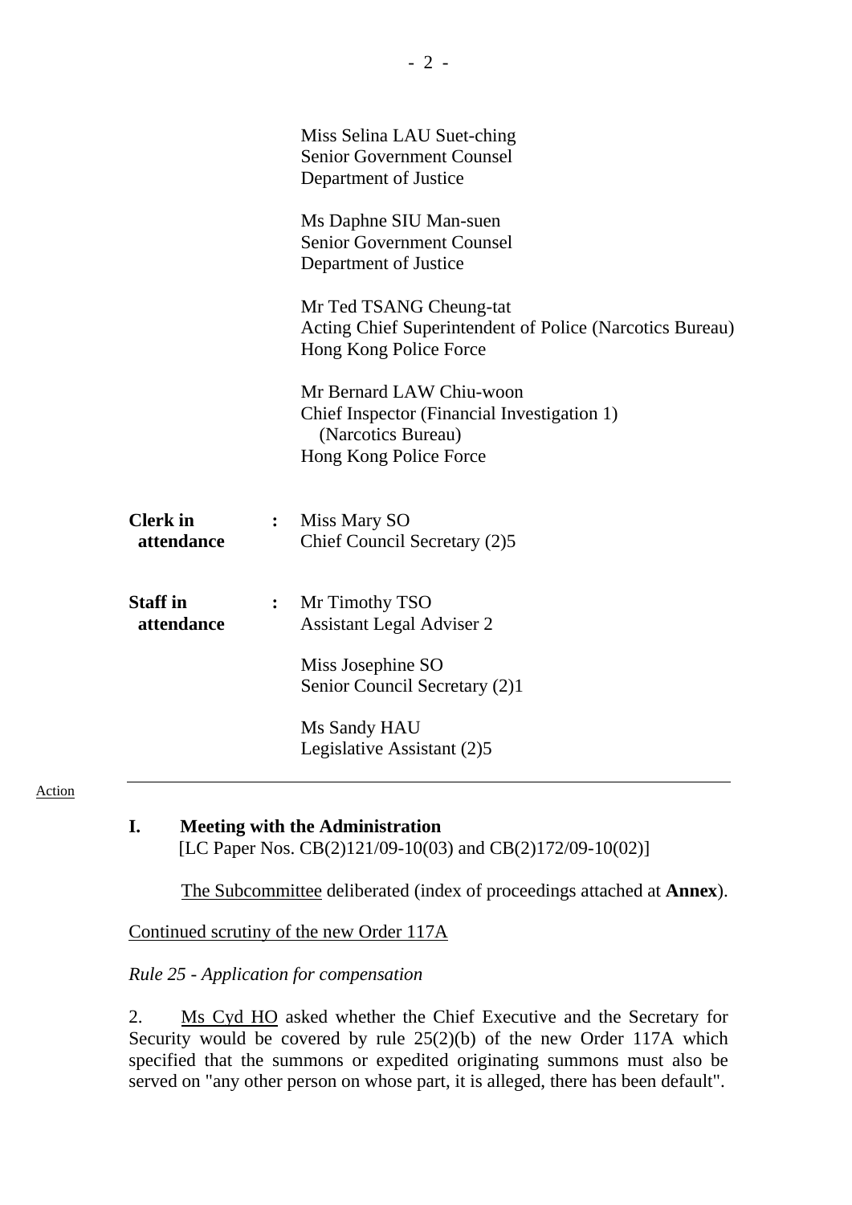Miss Selina LAU Suet-ching
Senior Government Counsel
Department of Justice

Ms Daphne SIU Man-suen
Senior Government Counsel
Department of Justice

Mr Ted TSANG Cheung-tat
Acting Chief Superintendent of Police (Narcotics Bureau)
Hong Kong Police Force

Mr Bernard LAW Chiu-woon
Chief Inspector (Financial Investigation 1)
(Narcotics Bureau)
Hong Kong Police Force

**Clerk in attendance** : Miss Mary SO
Chief Council Secretary (2)5

**Staff in attendance** : Mr Timothy TSO
Assistant Legal Adviser 2

Miss Josephine SO
Senior Council Secretary (2)1

Ms Sandy HAU
Legislative Assistant (2)5

---

Action

**I. Meeting with the Administration**
[LC Paper Nos. CB(2)121/09-10(03) and CB(2)172/09-10(02)]

The Subcommittee deliberated (index of proceedings attached at **Annex**).

Continued scrutiny of the new Order 117A

*Rule 25 - Application for compensation*

2. Ms Cyd HO asked whether the Chief Executive and the Secretary for Security would be covered by rule 25(2)(b) of the new Order 117A which specified that the summons or expedited originating summons must also be served on "any other person on whose part, it is alleged, there has been default".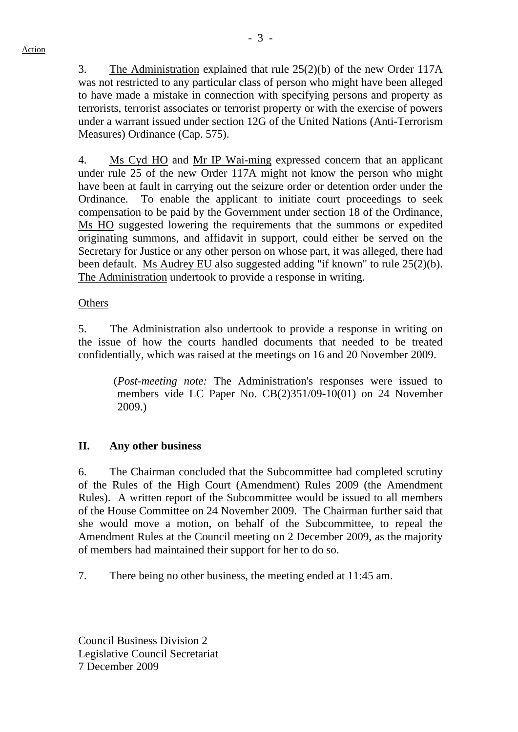Action

3. The Administration explained that rule 25(2)(b) of the new Order 117A was not restricted to any particular class of person who might have been alleged to have made a mistake in connection with specifying persons and property as terrorists, terrorist associates or terrorist property or with the exercise of powers under a warrant issued under section 12G of the United Nations (Anti-Terrorism Measures) Ordinance (Cap. 575).

4. Ms Cyd HO and Mr IP Wai-ming expressed concern that an applicant under rule 25 of the new Order 117A might not know the person who might have been at fault in carrying out the seizure order or detention order under the Ordinance. To enable the applicant to initiate court proceedings to seek compensation to be paid by the Government under section 18 of the Ordinance, Ms HO suggested lowering the requirements that the summons or expedited originating summons, and affidavit in support, could either be served on the Secretary for Justice or any other person on whose part, it was alleged, there had been default. Ms Audrey EU also suggested adding "if known" to rule 25(2)(b). The Administration undertook to provide a response in writing.

Others

5. The Administration also undertook to provide a response in writing on the issue of how the courts handled documents that needed to be treated confidentially, which was raised at the meetings on 16 and 20 November 2009.

(*Post-meeting note:* The Administration's responses were issued to members vide LC Paper No. CB(2)351/09-10(01) on 24 November 2009.)

## II. Any other business

6. The Chairman concluded that the Subcommittee had completed scrutiny of the Rules of the High Court (Amendment) Rules 2009 (the Amendment Rules). A written report of the Subcommittee would be issued to all members of the House Committee on 24 November 2009. The Chairman further said that she would move a motion, on behalf of the Subcommittee, to repeal the Amendment Rules at the Council meeting on 2 December 2009, as the majority of members had maintained their support for her to do so.

7. There being no other business, the meeting ended at 11:45 am.

Council Business Division 2
Legislative Council Secretariat
7 December 2009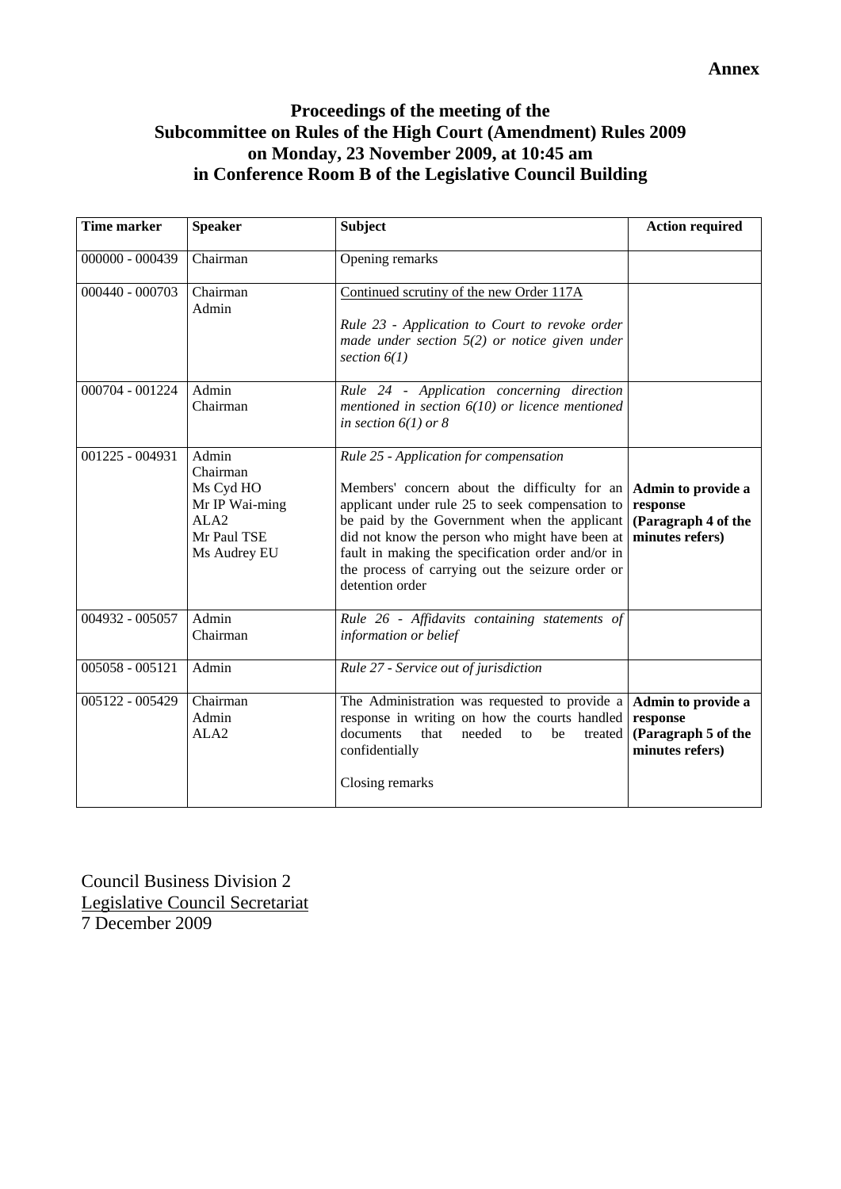**Annex**

## Proceedings of the meeting of the Subcommittee on Rules of the High Court (Amendment) Rules 2009 on Monday, 23 November 2009, at 10:45 am in Conference Room B of the Legislative Council Building

| Time marker | Speaker | Subject | Action required |
|---|---|---|---|
| 000000 - 000439 | Chairman | Opening remarks | |
| 000440 - 000703 | Chairman<br>Admin | Continued scrutiny of the new Order 117A<br><br>*Rule 23 - Application to Court to revoke order made under section 5(2) or notice given under section 6(1)* | |
| 000704 - 001224 | Admin<br>Chairman | *Rule 24 - Application concerning direction mentioned in section 6(10) or licence mentioned in section 6(1) or 8* | |
| 001225 - 004931 | Admin<br>Chairman<br>Ms Cyd HO<br>Mr IP Wai-ming<br>ALA2<br>Mr Paul TSE<br>Ms Audrey EU | *Rule 25 - Application for compensation*<br><br>Members' concern about the difficulty for an applicant under rule 25 to seek compensation to be paid by the Government when the applicant did not know the person who might have been at fault in making the specification order and/or in the process of carrying out the seizure order or detention order | **Admin to provide a response (Paragraph 4 of the minutes refers)** |
| 004932 - 005057 | Admin<br>Chairman | *Rule 26 - Affidavits containing statements of information or belief* | |
| 005058 - 005121 | Admin | *Rule 27 - Service out of jurisdiction* | |
| 005122 - 005429 | Chairman<br>Admin<br>ALA2 | The Administration was requested to provide a response in writing on how the courts handled documents that needed to be treated confidentially<br><br>Closing remarks | **Admin to provide a response (Paragraph 5 of the minutes refers)** |

Council Business Division 2
Legislative Council Secretariat
7 December 2009